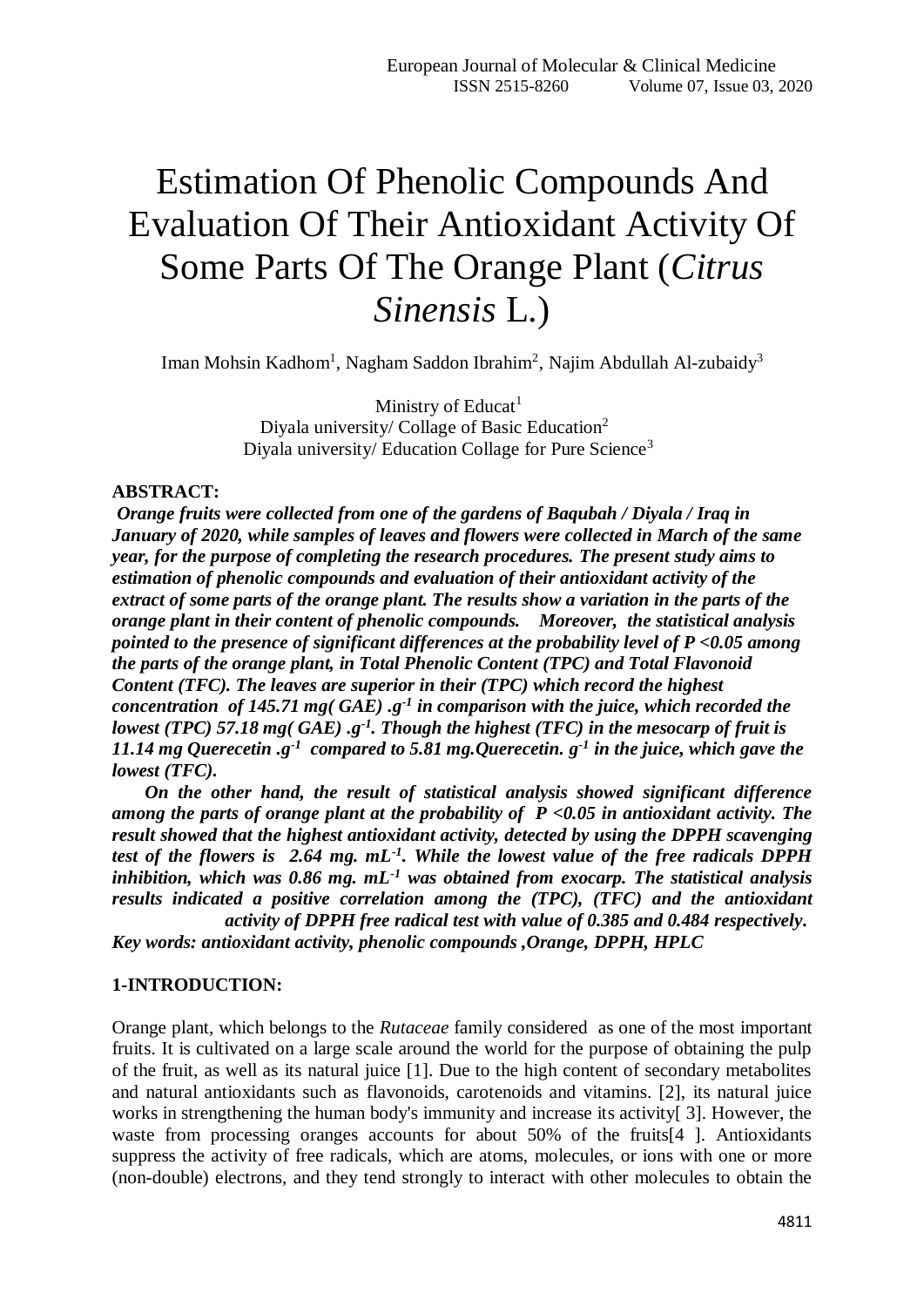# Estimation Of Phenolic Compounds And Evaluation Of Their Antioxidant Activity Of Some Parts Of The Orange Plant (*Citrus Sinensis* L.)

Iman Mohsin Kadhom[1], Nagham Saddon Ibrahim[2], Najim Abdullah Al-zubaidy[3]

Ministry of Educat[1]
Diyala university/ Collage of Basic Education[2]
Diyala university/ Education Collage for Pure Science[3]

**ABSTRACT:**

***Orange fruits were collected from one of the gardens of Baqubah / Diyala / Iraq in January of 2020, while samples of leaves and flowers were collected in March of the same year, for the purpose of completing the research procedures. The present study aims to estimation of phenolic compounds and evaluation of their antioxidant activity of the extract of some parts of the orange plant. The results show a variation in the parts of the orange plant in their content of phenolic compounds. Moreover, the statistical analysis pointed to the presence of significant differences at the probability level of P <0.05 among the parts of the orange plant, in Total Phenolic Content (TPC) and Total Flavonoid Content (TFC). The leaves are superior in their (TPC) which record the highest concentration of 145.71 mg( GAE) .g$^{-1}$ in comparison with the juice, which recorded the lowest (TPC) 57.18 mg( GAE) .g$^{-1}$. Though the highest (TFC) in the mesocarp of fruit is 11.14 mg Querecetin .g$^{-1}$ compared to 5.81 mg.Querecetin. g$^{-1}$ in the juice, which gave the lowest (TFC).***

***On the other hand, the result of statistical analysis showed significant difference among the parts of orange plant at the probability of P <0.05 in antioxidant activity. The result showed that the highest antioxidant activity, detected by using the DPPH scavenging test of the flowers is 2.64 mg. mL$^{-1}$. While the lowest value of the free radicals DPPH inhibition, which was 0.86 mg. mL$^{-1}$ was obtained from exocarp. The statistical analysis results indicated a positive correlation among the (TPC), (TFC) and the antioxidant activity of DPPH free radical test with value of 0.385 and 0.484 respectively.***

***Key words: antioxidant activity, phenolic compounds ,Orange, DPPH, HPLC***

## 1-INTRODUCTION:

Orange plant, which belongs to the *Rutaceae* family considered as one of the most important fruits. It is cultivated on a large scale around the world for the purpose of obtaining the pulp of the fruit, as well as its natural juice [1]. Due to the high content of secondary metabolites and natural antioxidants such as flavonoids, carotenoids and vitamins. [2], its natural juice works in strengthening the human body's immunity and increase its activity[ 3]. However, the waste from processing oranges accounts for about 50% of the fruits[4 ]. Antioxidants suppress the activity of free radicals, which are atoms, molecules, or ions with one or more (non-double) electrons, and they tend strongly to interact with other molecules to obtain the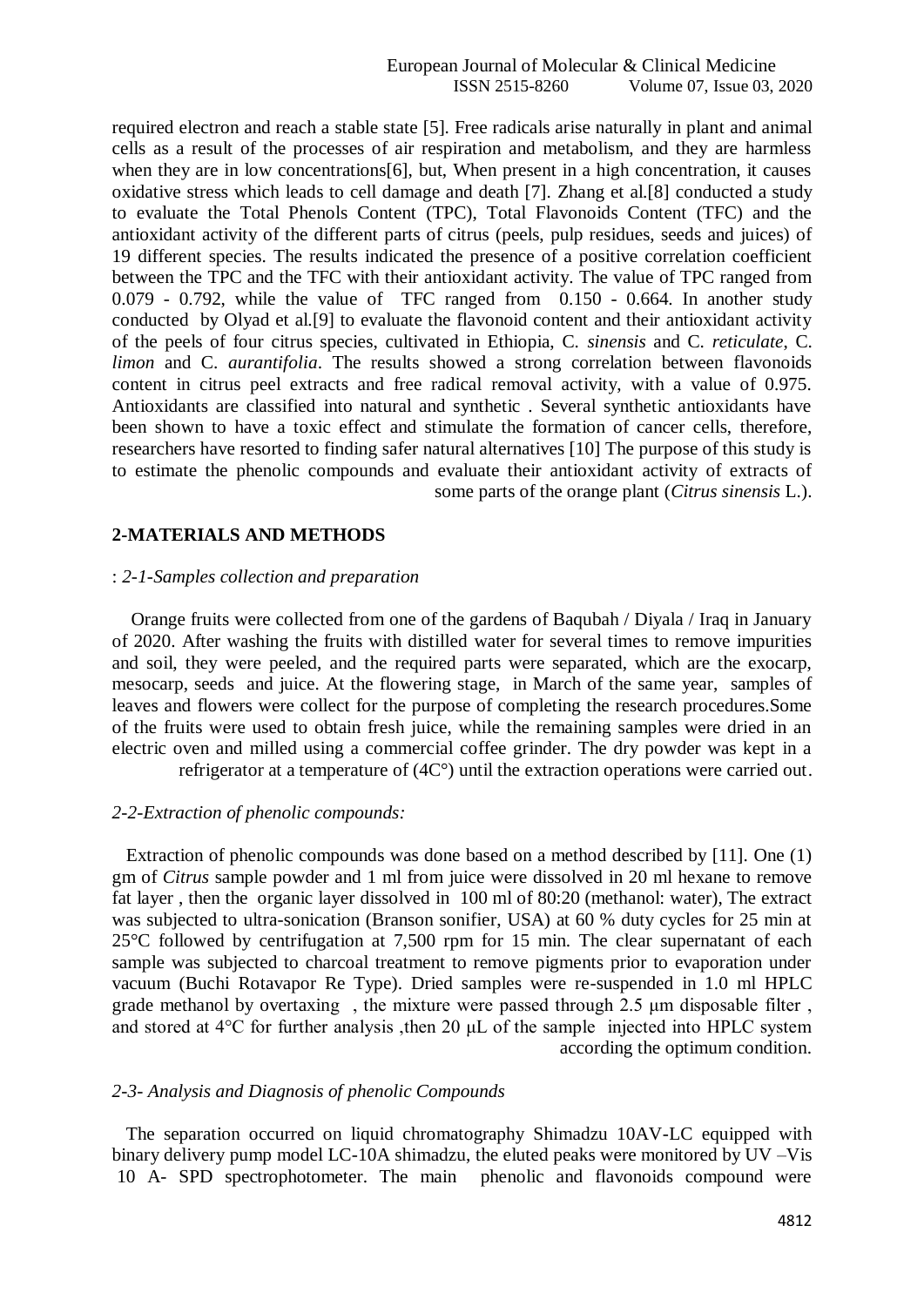required electron and reach a stable state [5]. Free radicals arise naturally in plant and animal cells as a result of the processes of air respiration and metabolism, and they are harmless when they are in low concentrations[6], but, When present in a high concentration, it causes oxidative stress which leads to cell damage and death [7]. Zhang et al.[8] conducted a study to evaluate the Total Phenols Content (TPC), Total Flavonoids Content (TFC) and the antioxidant activity of the different parts of citrus (peels, pulp residues, seeds and juices) of 19 different species. The results indicated the presence of a positive correlation coefficient between the TPC and the TFC with their antioxidant activity. The value of TPC ranged from 0.079 - 0.792, while the value of TFC ranged from 0.150 - 0.664. In another study conducted by Olyad et al.[9] to evaluate the flavonoid content and their antioxidant activity of the peels of four citrus species, cultivated in Ethiopia, C. *sinensis* and C. *reticulate*, C. *limon* and C. *aurantifolia*. The results showed a strong correlation between flavonoids content in citrus peel extracts and free radical removal activity, with a value of 0.975. Antioxidants are classified into natural and synthetic . Several synthetic antioxidants have been shown to have a toxic effect and stimulate the formation of cancer cells, therefore, researchers have resorted to finding safer natural alternatives [10] The purpose of this study is to estimate the phenolic compounds and evaluate their antioxidant activity of extracts of some parts of the orange plant (*Citrus sinensis* L.).

## 2-MATERIALS AND METHODS

: *2-1-Samples collection and preparation*

Orange fruits were collected from one of the gardens of Baqubah / Diyala / Iraq in January of 2020. After washing the fruits with distilled water for several times to remove impurities and soil, they were peeled, and the required parts were separated, which are the exocarp, mesocarp, seeds and juice. At the flowering stage, in March of the same year, samples of leaves and flowers were collect for the purpose of completing the research procedures.Some of the fruits were used to obtain fresh juice, while the remaining samples were dried in an electric oven and milled using a commercial coffee grinder. The dry powder was kept in a refrigerator at a temperature of (4C°) until the extraction operations were carried out.

*2-2-Extraction of phenolic compounds:*

Extraction of phenolic compounds was done based on a method described by [11]. One (1) gm of *Citrus* sample powder and 1 ml from juice were dissolved in 20 ml hexane to remove fat layer , then the organic layer dissolved in 100 ml of 80:20 (methanol: water), The extract was subjected to ultra-sonication (Branson sonifier, USA) at 60 % duty cycles for 25 min at 25°C followed by centrifugation at 7,500 rpm for 15 min. The clear supernatant of each sample was subjected to charcoal treatment to remove pigments prior to evaporation under vacuum (Buchi Rotavapor Re Type). Dried samples were re-suspended in 1.0 ml HPLC grade methanol by overtaxing , the mixture were passed through 2.5 μm disposable filter , and stored at 4°C for further analysis ,then 20 μL of the sample injected into HPLC system according the optimum condition.

*2-3- Analysis and Diagnosis of phenolic Compounds*

The separation occurred on liquid chromatography Shimadzu 10AV-LC equipped with binary delivery pump model LC-10A shimadzu, the eluted peaks were monitored by UV –Vis 10 A- SPD spectrophotometer. The main phenolic and flavonoids compound were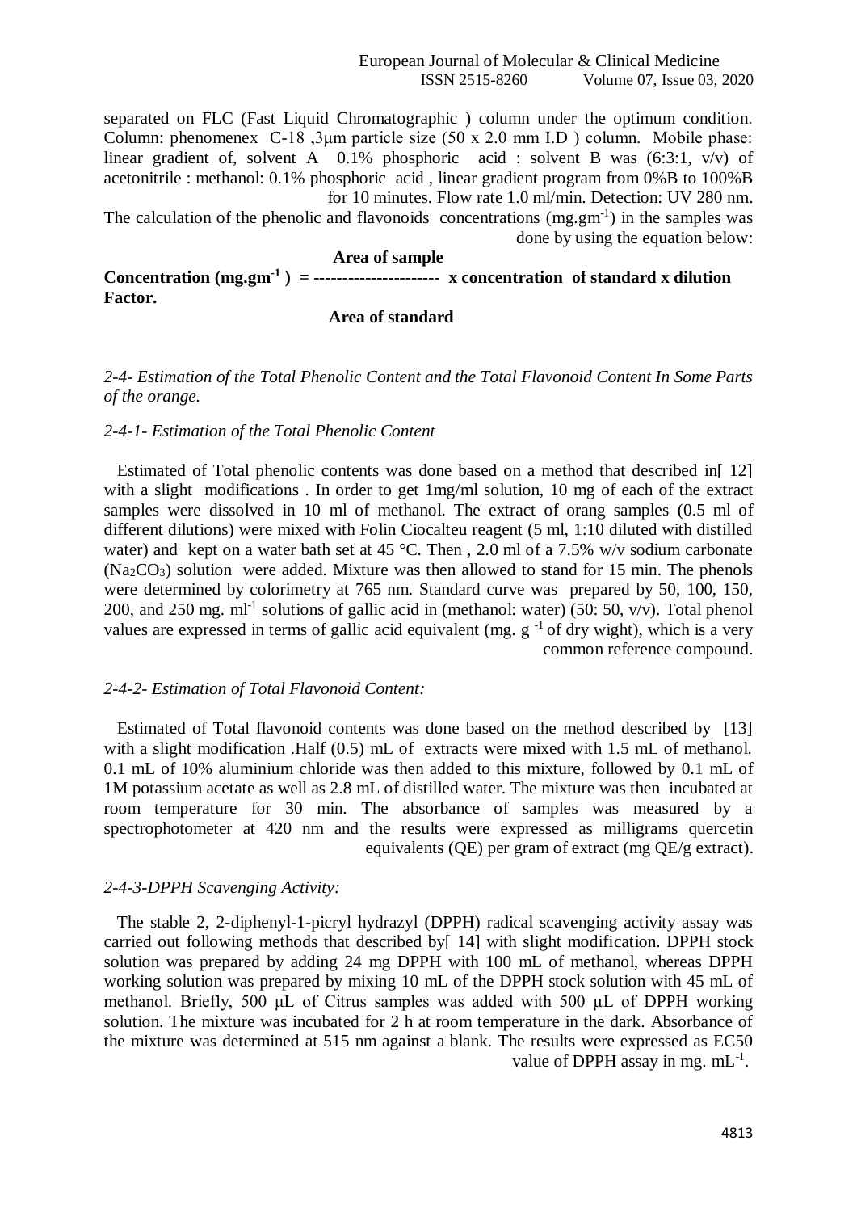separated on FLC (Fast Liquid Chromatographic ) column under the optimum condition. Column: phenomenex C-18 ,3μm particle size (50 x 2.0 mm I.D ) column. Mobile phase: linear gradient of, solvent A 0.1% phosphoric acid : solvent B was (6:3:1, v/v) of acetonitrile : methanol: 0.1% phosphoric acid , linear gradient program from 0%B to 100%B for 10 minutes. Flow rate 1.0 ml/min. Detection: UV 280 nm.

The calculation of the phenolic and flavonoids concentrations ($mg.gm^{-1}$) in the samples was done by using the equation below:

$$\text{Concentration } (mg.gm^{-1}) = \frac{\text{Area of sample}}{\text{Area of standard}} \times \text{concentration of standard} \times \text{dilution Factor.}$$

*2-4- Estimation of the Total Phenolic Content and the Total Flavonoid Content In Some Parts of the orange.*

*2-4-1- Estimation of the Total Phenolic Content*

Estimated of Total phenolic contents was done based on a method that described in[ 12] with a slight modifications . In order to get 1mg/ml solution, 10 mg of each of the extract samples were dissolved in 10 ml of methanol. The extract of orang samples (0.5 ml of different dilutions) were mixed with Folin Ciocalteu reagent (5 ml, 1:10 diluted with distilled water) and kept on a water bath set at 45 °C. Then , 2.0 ml of a 7.5% w/v sodium carbonate ($Na_2CO_3$) solution were added. Mixture was then allowed to stand for 15 min. The phenols were determined by colorimetry at 765 nm. Standard curve was prepared by 50, 100, 150, 200, and 250 $mg.\ ml^{-1}$ solutions of gallic acid in (methanol: water) (50: 50, v/v). Total phenol values are expressed in terms of gallic acid equivalent ($mg.\ g^{-1}$ of dry wight), which is a very common reference compound.

*2-4-2- Estimation of Total Flavonoid Content:*

Estimated of Total flavonoid contents was done based on the method described by [13] with a slight modification .Half (0.5) mL of extracts were mixed with 1.5 mL of methanol. 0.1 mL of 10% aluminium chloride was then added to this mixture, followed by 0.1 mL of 1M potassium acetate as well as 2.8 mL of distilled water. The mixture was then incubated at room temperature for 30 min. The absorbance of samples was measured by a spectrophotometer at 420 nm and the results were expressed as milligrams quercetin equivalents (QE) per gram of extract (mg QE/g extract).

*2-4-3-DPPH Scavenging Activity:*

The stable 2, 2-diphenyl-1-picryl hydrazyl (DPPH) radical scavenging activity assay was carried out following methods that described by[ 14] with slight modification. DPPH stock solution was prepared by adding 24 mg DPPH with 100 mL of methanol, whereas DPPH working solution was prepared by mixing 10 mL of the DPPH stock solution with 45 mL of methanol. Briefly, 500 μL of Citrus samples was added with 500 μL of DPPH working solution. The mixture was incubated for 2 h at room temperature in the dark. Absorbance of the mixture was determined at 515 nm against a blank. The results were expressed as EC50 value of DPPH assay in $mg.\ mL^{-1}$.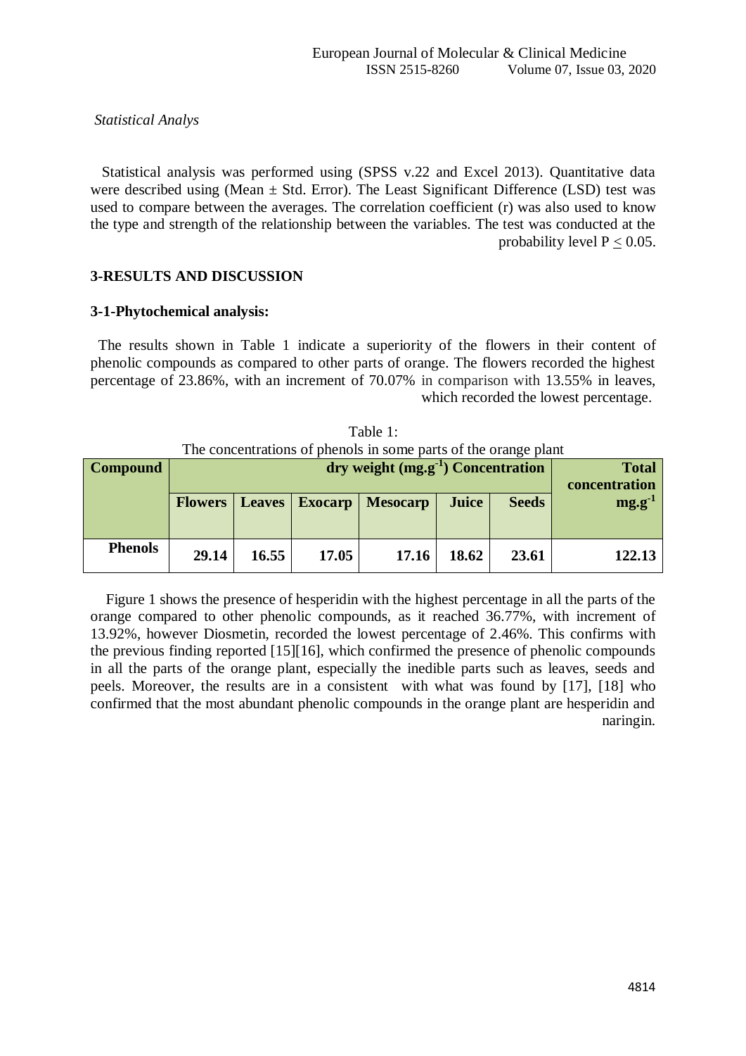*Statistical Analys*

Statistical analysis was performed using (SPSS v.22 and Excel 2013). Quantitative data were described using (Mean ± Std. Error). The Least Significant Difference (LSD) test was used to compare between the averages. The correlation coefficient (r) was also used to know the type and strength of the relationship between the variables. The test was conducted at the probability level $P \leq 0.05$.

## 3-RESULTS AND DISCUSSION

### 3-1-Phytochemical analysis:

The results shown in Table 1 indicate a superiority of the flowers in their content of phenolic compounds as compared to other parts of orange. The flowers recorded the highest percentage of 23.86%, with an increment of 70.07% in comparison with 13.55% in leaves, which recorded the lowest percentage.

Table 1:
The concentrations of phenols in some parts of the orange plant

| Compound | dry weight ($mg.g^{-1}$) Concentration | | | | | | Total concentration $mg.g^{-1}$ |
|---|---|---|---|---|---|---|---|
| | Flowers | Leaves | Exocarp | Mesocarp | Juice | Seeds | |
| **Phenols** | **29.14** | **16.55** | **17.05** | **17.16** | **18.62** | **23.61** | **122.13** |

Figure 1 shows the presence of hesperidin with the highest percentage in all the parts of the orange compared to other phenolic compounds, as it reached 36.77%, with increment of 13.92%, however Diosmetin, recorded the lowest percentage of 2.46%. This confirms with the previous finding reported [15][16], which confirmed the presence of phenolic compounds in all the parts of the orange plant, especially the inedible parts such as leaves, seeds and peels. Moreover, the results are in a consistent with what was found by [17], [18] who confirmed that the most abundant phenolic compounds in the orange plant are hesperidin and naringin.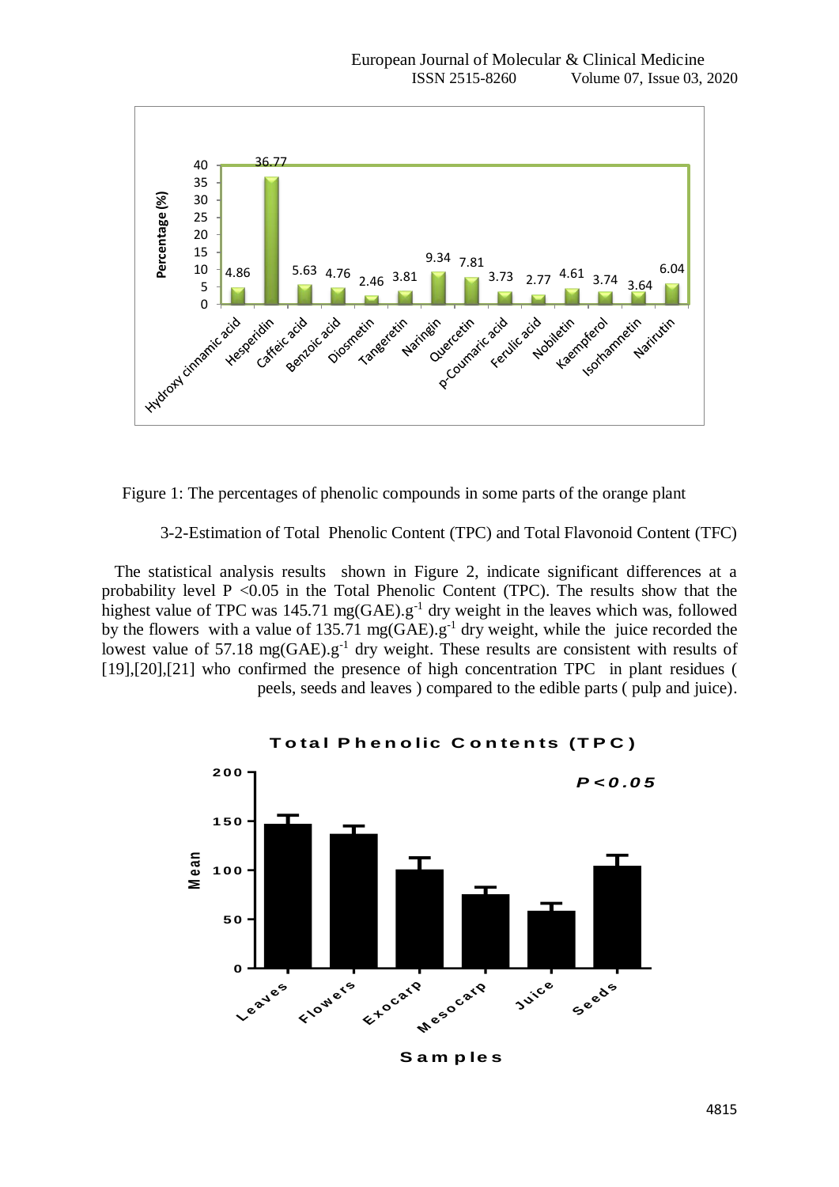Figure 1: The percentages of phenolic compounds in some parts of the orange plant

### 3-2-Estimation of Total Phenolic Content (TPC) and Total Flavonoid Content (TFC)

The statistical analysis results shown in Figure 2, indicate significant differences at a probability level P <0.05 in the Total Phenolic Content (TPC). The results show that the highest value of TPC was 145.71 mg(GAE).$g^{-1}$ dry weight in the leaves which was, followed by the flowers with a value of 135.71 mg(GAE).$g^{-1}$ dry weight, while the juice recorded the lowest value of 57.18 mg(GAE).$g^{-1}$ dry weight. These results are consistent with results of [19],[20],[21] who confirmed the presence of high concentration TPC in plant residues ( peels, seeds and leaves ) compared to the edible parts ( pulp and juice).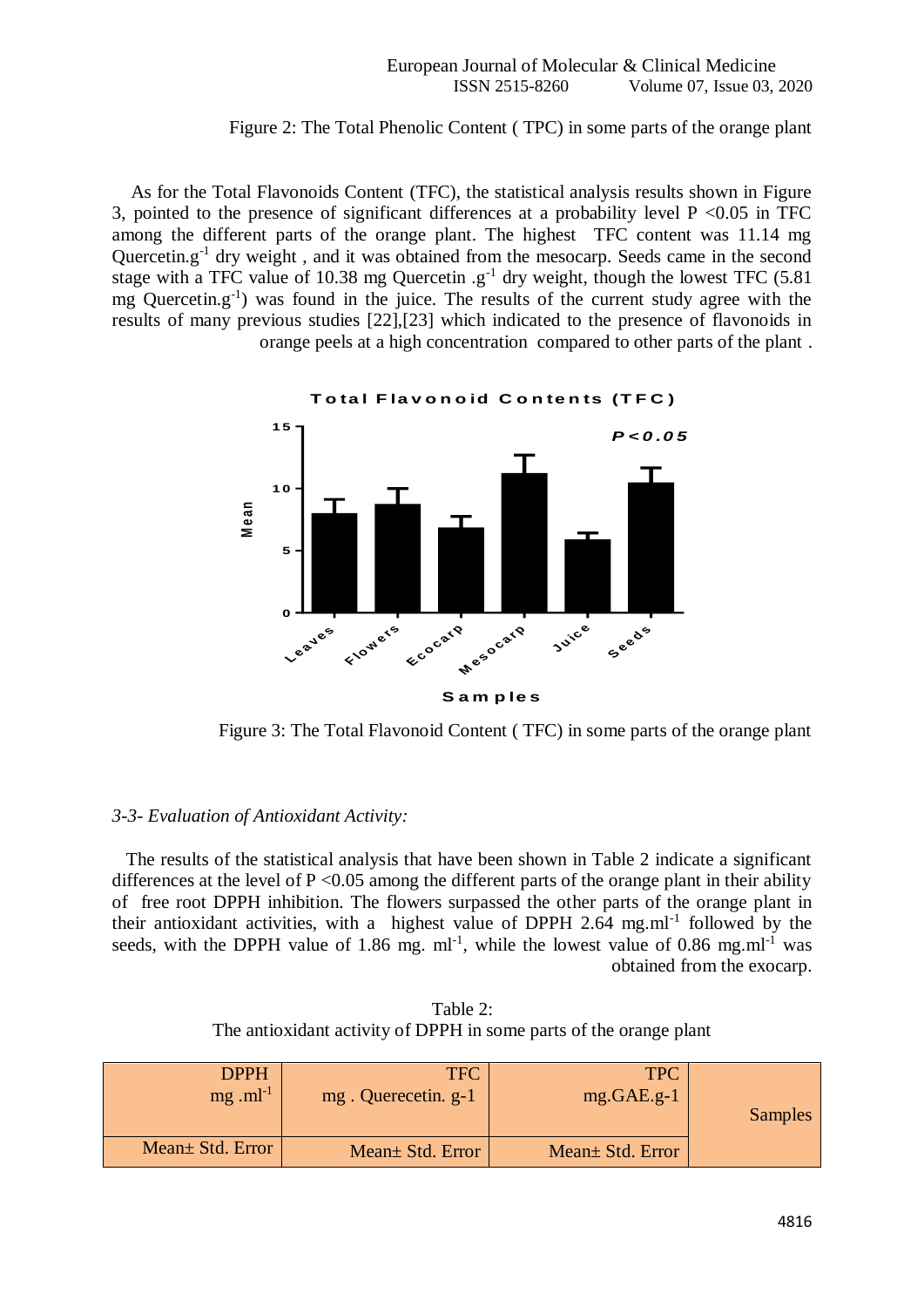Figure 2: The Total Phenolic Content ( TPC) in some parts of the orange plant

As for the Total Flavonoids Content (TFC), the statistical analysis results shown in Figure 3, pointed to the presence of significant differences at a probability level $P < 0.05$ in TFC among the different parts of the orange plant. The highest TFC content was 11.14 mg Quercetin.$g^{-1}$ dry weight , and it was obtained from the mesocarp. Seeds came in the second stage with a TFC value of 10.38 mg Quercetin .$g^{-1}$ dry weight, though the lowest TFC (5.81 mg Quercetin.$g^{-1}$) was found in the juice. The results of the current study agree with the results of many previous studies [22],[23] which indicated to the presence of flavonoids in orange peels at a high concentration compared to other parts of the plant .

Figure 3: The Total Flavonoid Content ( TFC) in some parts of the orange plant

*3-3- Evaluation of Antioxidant Activity:*

The results of the statistical analysis that have been shown in Table 2 indicate a significant differences at the level of $P < 0.05$ among the different parts of the orange plant in their ability of free root DPPH inhibition. The flowers surpassed the other parts of the orange plant in their antioxidant activities, with a highest value of DPPH 2.64 mg.$ml^{-1}$ followed by the seeds, with the DPPH value of 1.86 mg. $ml^{-1}$, while the lowest value of 0.86 mg.$ml^{-1}$ was obtained from the exocarp.

Table 2:
The antioxidant activity of DPPH in some parts of the orange plant

| DPPH mg .$ml^{-1}$ | TFC mg . Querecetin. g-1 | TPC mg.GAE.g-1 | Samples |
|---|---|---|---|
| Mean± Std. Error | Mean± Std. Error | Mean± Std. Error | |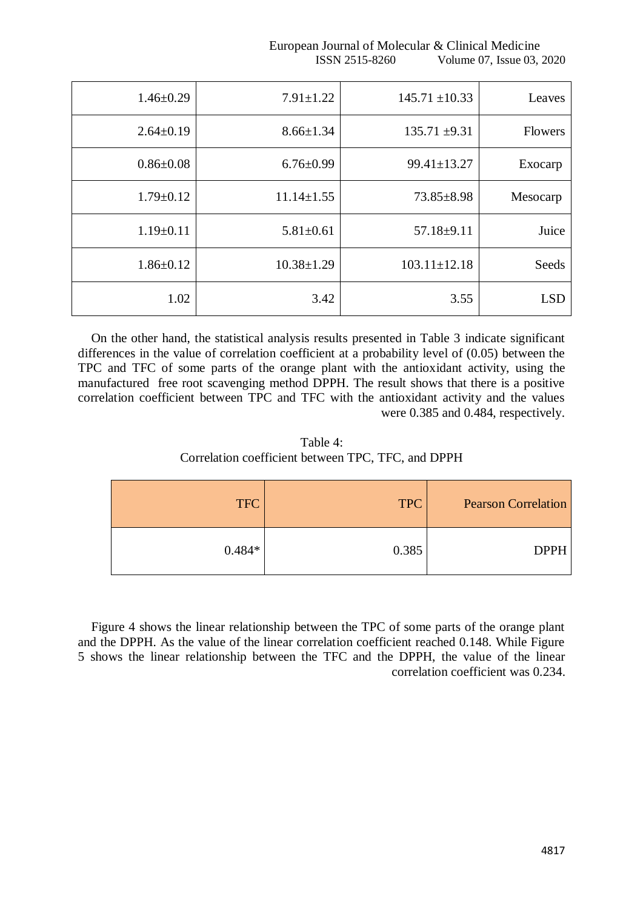| 1.46±0.29 | 7.91±1.22 | 145.71 ±10.33 | Leaves |
|---|---|---|---|
| 2.64±0.19 | 8.66±1.34 | 135.71 ±9.31 | Flowers |
| 0.86±0.08 | 6.76±0.99 | 99.41±13.27 | Exocarp |
| 1.79±0.12 | 11.14±1.55 | 73.85±8.98 | Mesocarp |
| 1.19±0.11 | 5.81±0.61 | 57.18±9.11 | Juice |
| 1.86±0.12 | 10.38±1.29 | 103.11±12.18 | Seeds |
| 1.02 | 3.42 | 3.55 | LSD |

On the other hand, the statistical analysis results presented in Table 3 indicate significant differences in the value of correlation coefficient at a probability level of (0.05) between the TPC and TFC of some parts of the orange plant with the antioxidant activity, using the manufactured free root scavenging method DPPH. The result shows that there is a positive correlation coefficient between TPC and TFC with the antioxidant activity and the values were 0.385 and 0.484, respectively.

Table 4:
Correlation coefficient between TPC, TFC, and DPPH

| TFC | TPC | Pearson Correlation |
|---|---|---|
| 0.484* | 0.385 | DPPH |

Figure 4 shows the linear relationship between the TPC of some parts of the orange plant and the DPPH. As the value of the linear correlation coefficient reached 0.148. While Figure 5 shows the linear relationship between the TFC and the DPPH, the value of the linear correlation coefficient was 0.234.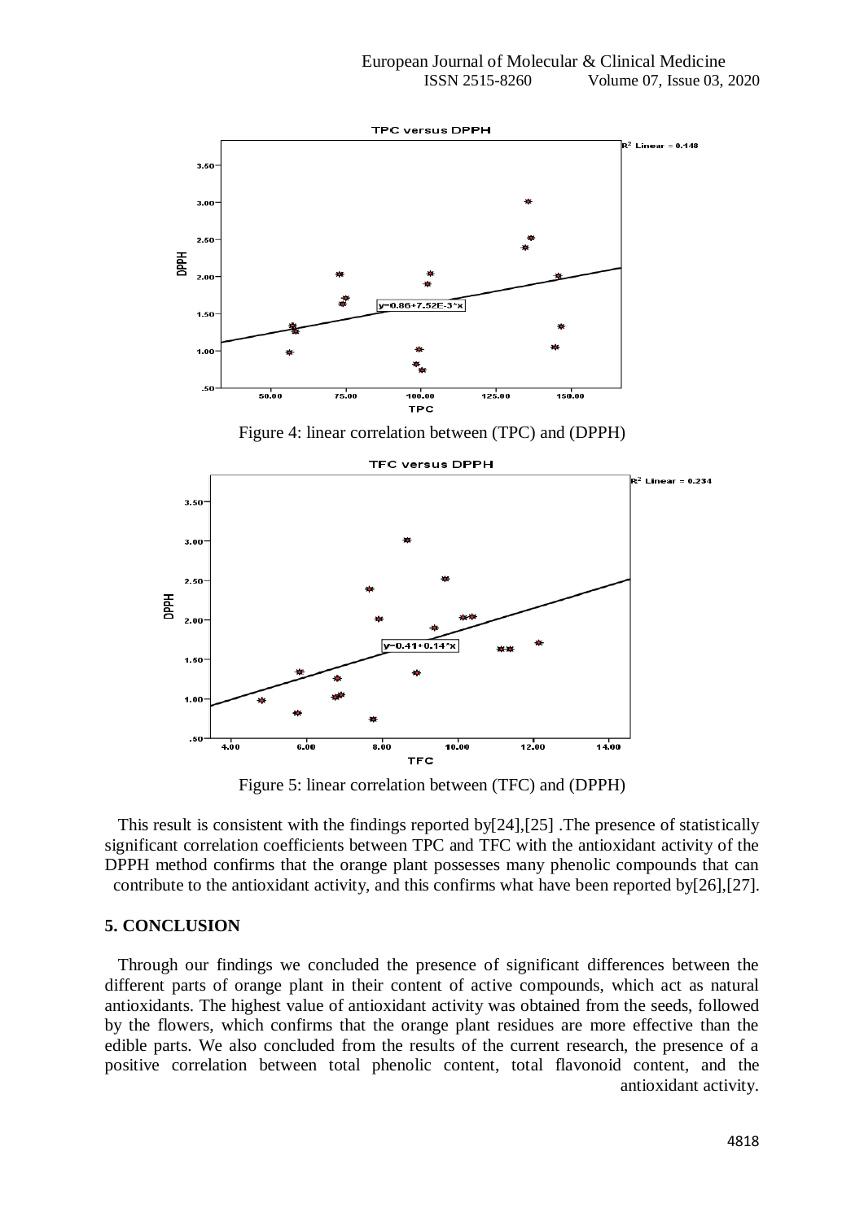Figure 4: linear correlation between (TPC) and (DPPH)

Figure 5: linear correlation between (TFC) and (DPPH)

This result is consistent with the findings reported by[24],[25] .The presence of statistically significant correlation coefficients between TPC and TFC with the antioxidant activity of the DPPH method confirms that the orange plant possesses many phenolic compounds that can contribute to the antioxidant activity, and this confirms what have been reported by[26],[27].

## 5. CONCLUSION

Through our findings we concluded the presence of significant differences between the different parts of orange plant in their content of active compounds, which act as natural antioxidants. The highest value of antioxidant activity was obtained from the seeds, followed by the flowers, which confirms that the orange plant residues are more effective than the edible parts. We also concluded from the results of the current research, the presence of a positive correlation between total phenolic content, total flavonoid content, and the antioxidant activity.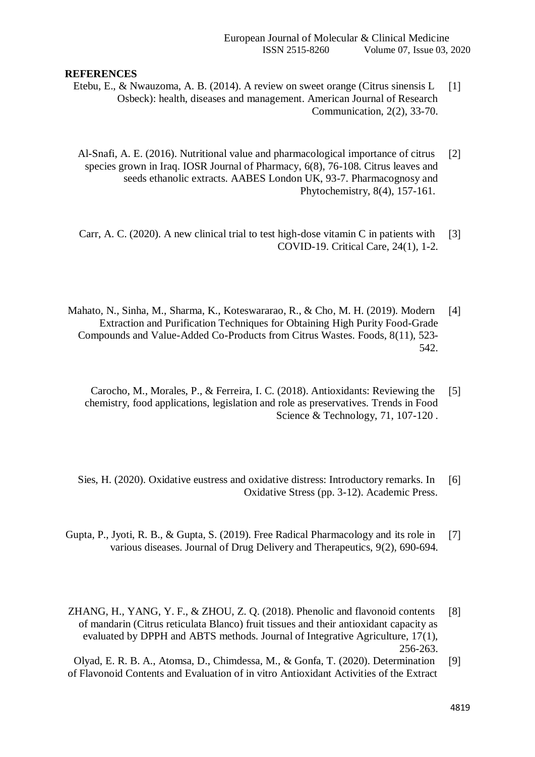**REFERENCES**

[1] Etebu, E., & Nwauzoma, A. B. (2014). A review on sweet orange (Citrus sinensis L Osbeck): health, diseases and management. American Journal of Research Communication, 2(2), 33-70.

[2] Al-Snafi, A. E. (2016). Nutritional value and pharmacological importance of citrus species grown in Iraq. IOSR Journal of Pharmacy, 6(8), 76-108. Citrus leaves and seeds ethanolic extracts. AABES London UK, 93-7. Pharmacognosy and Phytochemistry, 8(4), 157-161.

[3] Carr, A. C. (2020). A new clinical trial to test high-dose vitamin C in patients with COVID-19. Critical Care, 24(1), 1-2.

[4] Mahato, N., Sinha, M., Sharma, K., Koteswararao, R., & Cho, M. H. (2019). Modern Extraction and Purification Techniques for Obtaining High Purity Food-Grade Compounds and Value-Added Co-Products from Citrus Wastes. Foods, 8(11), 523-542.

[5] Carocho, M., Morales, P., & Ferreira, I. C. (2018). Antioxidants: Reviewing the chemistry, food applications, legislation and role as preservatives. Trends in Food Science & Technology, 71, 107-120 .

[6] Sies, H. (2020). Oxidative eustress and oxidative distress: Introductory remarks. In Oxidative Stress (pp. 3-12). Academic Press.

[7] Gupta, P., Jyoti, R. B., & Gupta, S. (2019). Free Radical Pharmacology and its role in various diseases. Journal of Drug Delivery and Therapeutics, 9(2), 690-694.

[8] ZHANG, H., YANG, Y. F., & ZHOU, Z. Q. (2018). Phenolic and flavonoid contents of mandarin (Citrus reticulata Blanco) fruit tissues and their antioxidant capacity as evaluated by DPPH and ABTS methods. Journal of Integrative Agriculture, 17(1), 256-263.

[9] Olyad, E. R. B. A., Atomsa, D., Chimdessa, M., & Gonfa, T. (2020). Determination of Flavonoid Contents and Evaluation of in vitro Antioxidant Activities of the Extract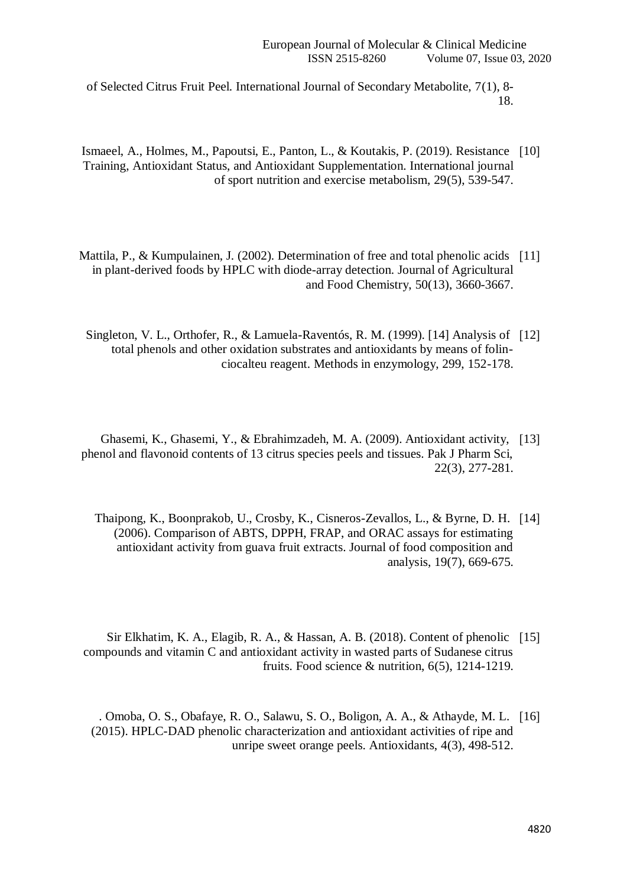of Selected Citrus Fruit Peel. International Journal of Secondary Metabolite, 7(1), 8-18.

[10] Ismaeel, A., Holmes, M., Papoutsi, E., Panton, L., & Koutakis, P. (2019). Resistance Training, Antioxidant Status, and Antioxidant Supplementation. International journal of sport nutrition and exercise metabolism, 29(5), 539-547.

[11] Mattila, P., & Kumpulainen, J. (2002). Determination of free and total phenolic acids in plant-derived foods by HPLC with diode-array detection. Journal of Agricultural and Food Chemistry, 50(13), 3660-3667.

[12] Singleton, V. L., Orthofer, R., & Lamuela-Raventós, R. M. (1999). [14] Analysis of total phenols and other oxidation substrates and antioxidants by means of folin-ciocalteu reagent. Methods in enzymology, 299, 152-178.

[13] Ghasemi, K., Ghasemi, Y., & Ebrahimzadeh, M. A. (2009). Antioxidant activity, phenol and flavonoid contents of 13 citrus species peels and tissues. Pak J Pharm Sci, 22(3), 277-281.

[14] Thaipong, K., Boonprakob, U., Crosby, K., Cisneros-Zevallos, L., & Byrne, D. H. (2006). Comparison of ABTS, DPPH, FRAP, and ORAC assays for estimating antioxidant activity from guava fruit extracts. Journal of food composition and analysis, 19(7), 669-675.

[15] Sir Elkhatim, K. A., Elagib, R. A., & Hassan, A. B. (2018). Content of phenolic compounds and vitamin C and antioxidant activity in wasted parts of Sudanese citrus fruits. Food science & nutrition, 6(5), 1214-1219.

[16] . Omoba, O. S., Obafaye, R. O., Salawu, S. O., Boligon, A. A., & Athayde, M. L. (2015). HPLC-DAD phenolic characterization and antioxidant activities of ripe and unripe sweet orange peels. Antioxidants, 4(3), 498-512.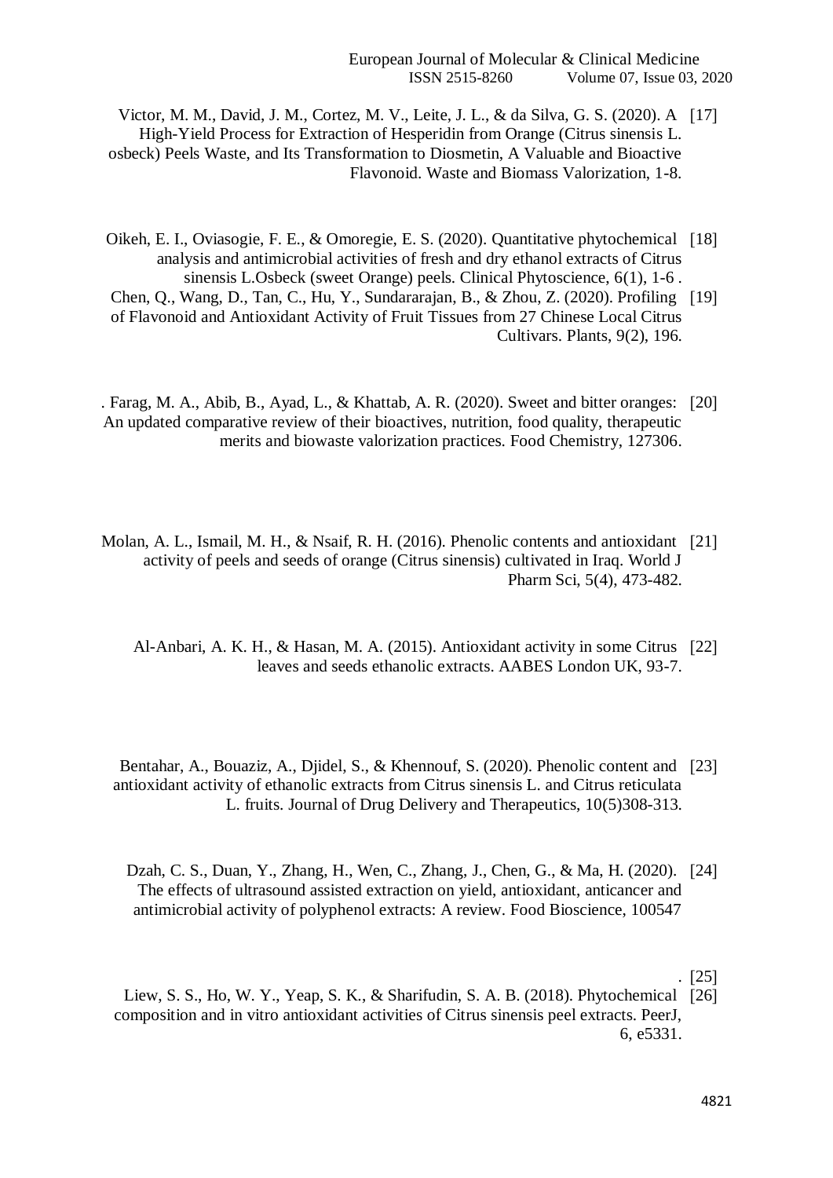[17] Victor, M. M., David, J. M., Cortez, M. V., Leite, J. L., & da Silva, G. S. (2020). A High-Yield Process for Extraction of Hesperidin from Orange (Citrus sinensis L. osbeck) Peels Waste, and Its Transformation to Diosmetin, A Valuable and Bioactive Flavonoid. Waste and Biomass Valorization, 1-8.

[18] Oikeh, E. I., Oviasogie, F. E., & Omoregie, E. S. (2020). Quantitative phytochemical analysis and antimicrobial activities of fresh and dry ethanol extracts of Citrus sinensis L.Osbeck (sweet Orange) peels. Clinical Phytoscience, 6(1), 1-6 .

[19] Chen, Q., Wang, D., Tan, C., Hu, Y., Sundararajan, B., & Zhou, Z. (2020). Profiling of Flavonoid and Antioxidant Activity of Fruit Tissues from 27 Chinese Local Citrus Cultivars. Plants, 9(2), 196.

[20] . Farag, M. A., Abib, B., Ayad, L., & Khattab, A. R. (2020). Sweet and bitter oranges: An updated comparative review of their bioactives, nutrition, food quality, therapeutic merits and biowaste valorization practices. Food Chemistry, 127306.

[21] Molan, A. L., Ismail, M. H., & Nsaif, R. H. (2016). Phenolic contents and antioxidant activity of peels and seeds of orange (Citrus sinensis) cultivated in Iraq. World J Pharm Sci, 5(4), 473-482.

[22] Al-Anbari, A. K. H., & Hasan, M. A. (2015). Antioxidant activity in some Citrus leaves and seeds ethanolic extracts. AABES London UK, 93-7.

[23] Bentahar, A., Bouaziz, A., Djidel, S., & Khennouf, S. (2020). Phenolic content and antioxidant activity of ethanolic extracts from Citrus sinensis L. and Citrus reticulata L. fruits. Journal of Drug Delivery and Therapeutics, 10(5)308-313.

[24] Dzah, C. S., Duan, Y., Zhang, H., Wen, C., Zhang, J., Chen, G., & Ma, H. (2020). The effects of ultrasound assisted extraction on yield, antioxidant, anticancer and antimicrobial activity of polyphenol extracts: A review. Food Bioscience, 100547

[25] .

[26] Liew, S. S., Ho, W. Y., Yeap, S. K., & Sharifudin, S. A. B. (2018). Phytochemical composition and in vitro antioxidant activities of Citrus sinensis peel extracts. PeerJ, 6, e5331.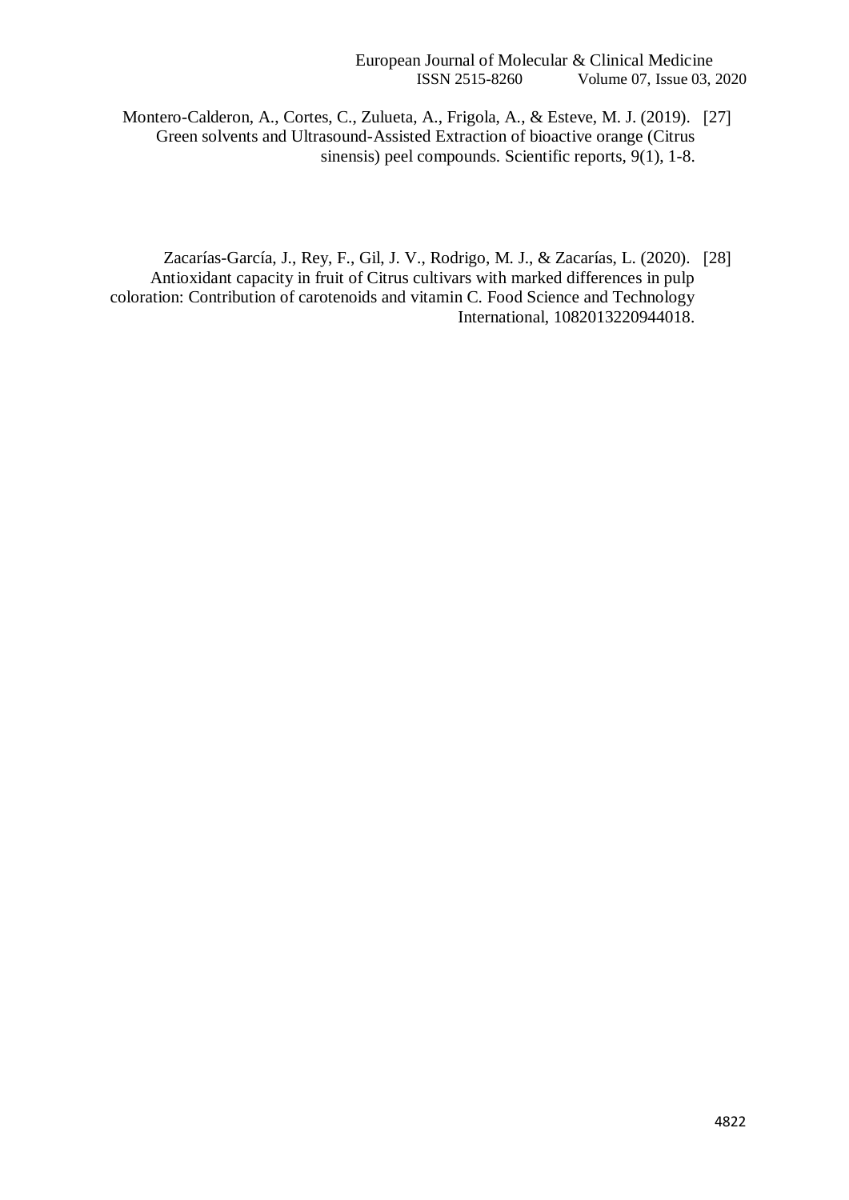[27] Montero-Calderon, A., Cortes, C., Zulueta, A., Frigola, A., & Esteve, M. J. (2019). Green solvents and Ultrasound-Assisted Extraction of bioactive orange (Citrus sinensis) peel compounds. Scientific reports, 9(1), 1-8.

[28] Zacarías-García, J., Rey, F., Gil, J. V., Rodrigo, M. J., & Zacarías, L. (2020). Antioxidant capacity in fruit of Citrus cultivars with marked differences in pulp coloration: Contribution of carotenoids and vitamin C. Food Science and Technology International, 1082013220944018.